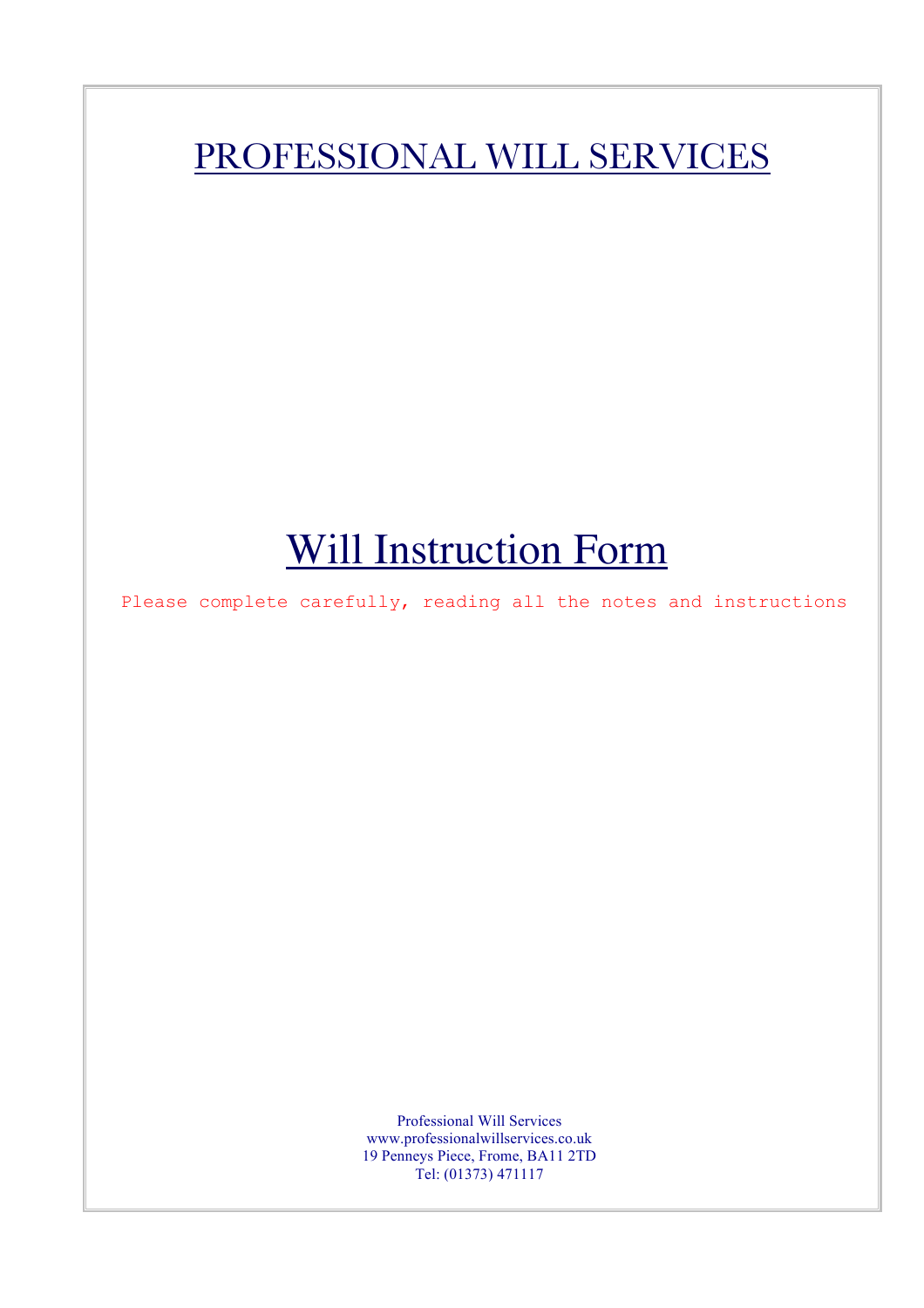# PROFESSIONAL WILL SERVICES

# Will Instruction Form

Please complete carefully, reading all the notes and instructions

Professional Will Services
www.professionalwillservices.co.uk
19 Penneys Piece, Frome, BA11 2TD
Tel: (01373) 471117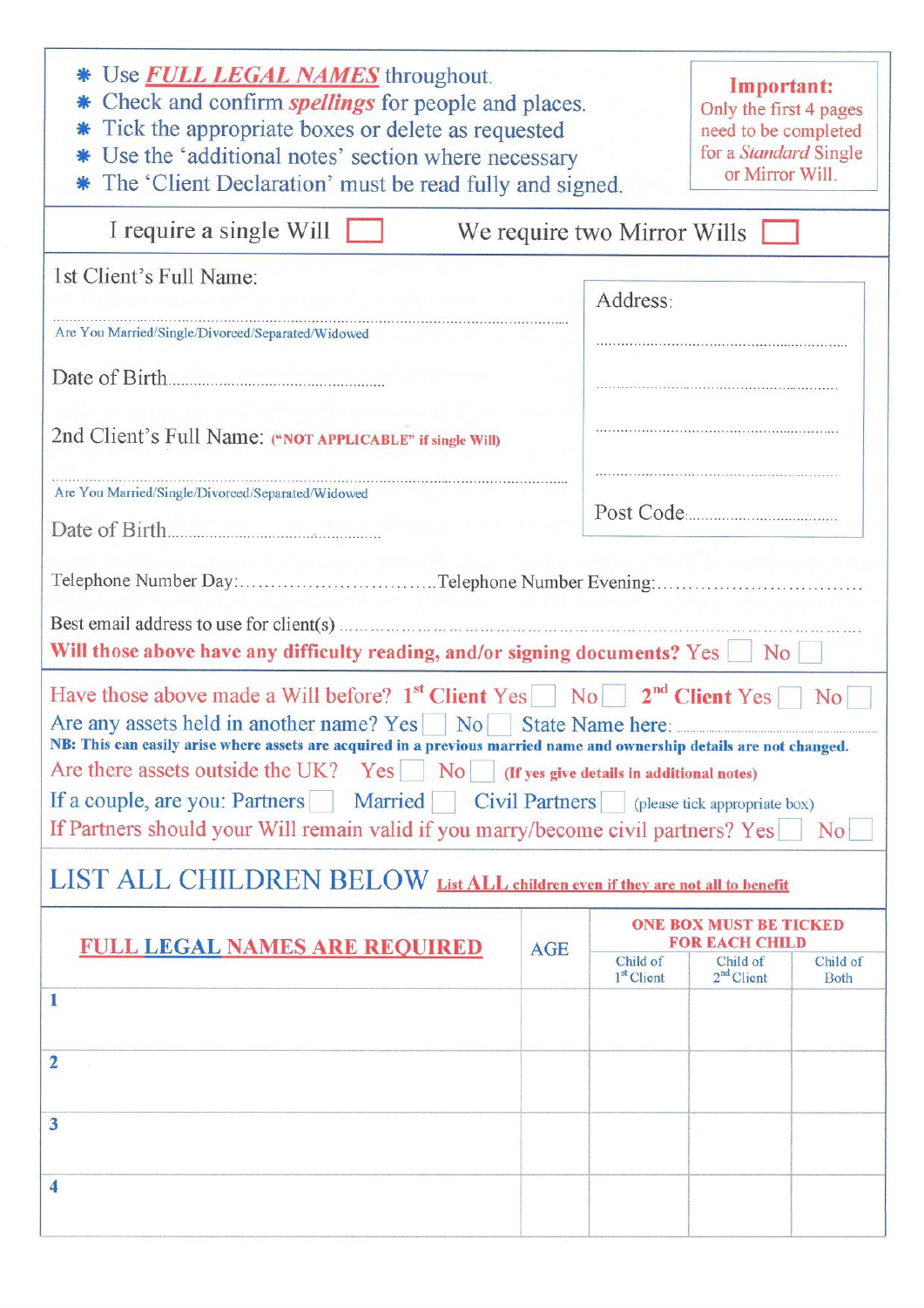- Use ***FULL LEGAL NAMES*** throughout.
- Check and confirm ***spellings*** for people and places.
- Tick the appropriate boxes or delete as requested
- Use the 'additional notes' section where necessary
- The 'Client Declaration' must be read fully and signed.

**Important:**
Only the first 4 pages need to be completed for a *Standard* Single or Mirror Will.

I require a single Will ☐ We require two Mirror Wills ☐

1st Client's Full Name:

..........................................................................................

Are You Married/Single/Divorced/Separated/Widowed

Date of Birth..........................................

2nd Client's Full Name: **("NOT APPLICABLE" if single Will)**

..........................................................................................

Are You Married/Single/Divorced/Separated/Widowed

Date of Birth..........................................

Address:

..........................................................................................

..........................................................................................

..........................................................................................

..........................................................................................

Post Code..........................................

Telephone Number Day:..............................Telephone Number Evening:..............................

Best email address to use for client(s) ..........................................................................................

**Will those above have any difficulty reading, and/or signing documents?** Yes ☐ No ☐

Have those above made a Will before? **1st Client** Yes ☐ No ☐ **2nd Client** Yes ☐ No ☐

Are any assets held in another name? Yes ☐ No ☐ State Name here: ..........................................

**NB: This can easily arise where assets are acquired in a previous married name and ownership details are not changed.**

Are there assets outside the UK? Yes ☐ No ☐ **(If yes give details in additional notes)**

If a couple, are you: Partners ☐ Married ☐ Civil Partners ☐ (please tick appropriate box)

If Partners should your Will remain valid if you marry/become civil partners? Yes ☐ No ☐

## LIST ALL CHILDREN BELOW <u>**List ALL children even if they are not all to benefit**</u>

| <u>**FULL LEGAL NAMES ARE REQUIRED**</u> | AGE | **ONE BOX MUST BE TICKED FOR EACH CHILD** | | |
|---|---|---|---|---|
| | | Child of 1st Client | Child of 2nd Client | Child of Both |
| **1** | | | | |
| **2** | | | | |
| **3** | | | | |
| **4** | | | | |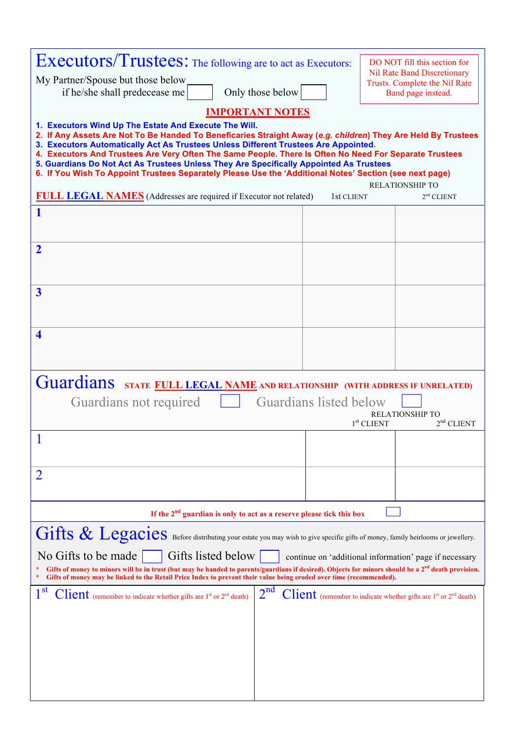# Executors/Trustees: The following are to act as Executors:

My Partner/Spouse but those below if he/she shall predecease me ☐ Only those below ☐

DO NOT fill this section for Nil Rate Band Discretionary Trusts. Complete the Nil Rate Band page instead.

**IMPORTANT NOTES**

1. **Executors Wind Up The Estate And Execute The Will.**
2. **If Any Assets Are Not To Be Handed To Beneficaries Straight Away (*e.g. children*) They Are Held By Trustees**
3. **Executors Automatically Act As Trustees Unless Different Trustees Are Appointed.**
4. **Executors And Trustees Are Very Often The Same People. There Is Often No Need For Separate Trustees**
5. **Guardians Do Not Act As Trustees Unless They Are Specifically Appointed As Trustees**
6. **If You Wish To Appoint Trustees Separately Please Use the 'Additional Notes' Section (see next page)**

| FULL LEGAL NAMES (Addresses are required if Executor not related) | RELATIONSHIP TO 1st CLIENT | 2nd CLIENT |
|---|---|---|
| 1 | | |
| 2 | | |
| 3 | | |
| 4 | | |

# Guardians

**STATE FULL LEGAL NAME AND RELATIONSHIP (WITH ADDRESS IF UNRELATED)**

Guardians not required ☐ Guardians listed below ☐

| | RELATIONSHIP TO 1st CLIENT | 2nd CLIENT |
|---|---|---|
| 1 | | |
| 2 | | |

**If the 2nd guardian is only to act as a reserve please tick this box** ☐

# Gifts & Legacies

Before distributing your estate you may wish to give specific gifts of money, family heirlooms or jewellery.

No Gifts to be made ☐ Gifts listed below ☐ continue on 'additional information' page if necessary

\* **Gifts of money to minors will be in trust (but may be handed to parents/guardians if desired). Objects for minors should be a 2nd death provision.**
\* **Gifts of money may be linked to the Retail Price Index to prevent their value being eroded over time (recommended).**

| 1st Client (remember to indicate whether gifts are 1st or 2nd death) | 2nd Client (remember to indicate whether gifts are 1st or 2nd death) |
|---|---|
| | |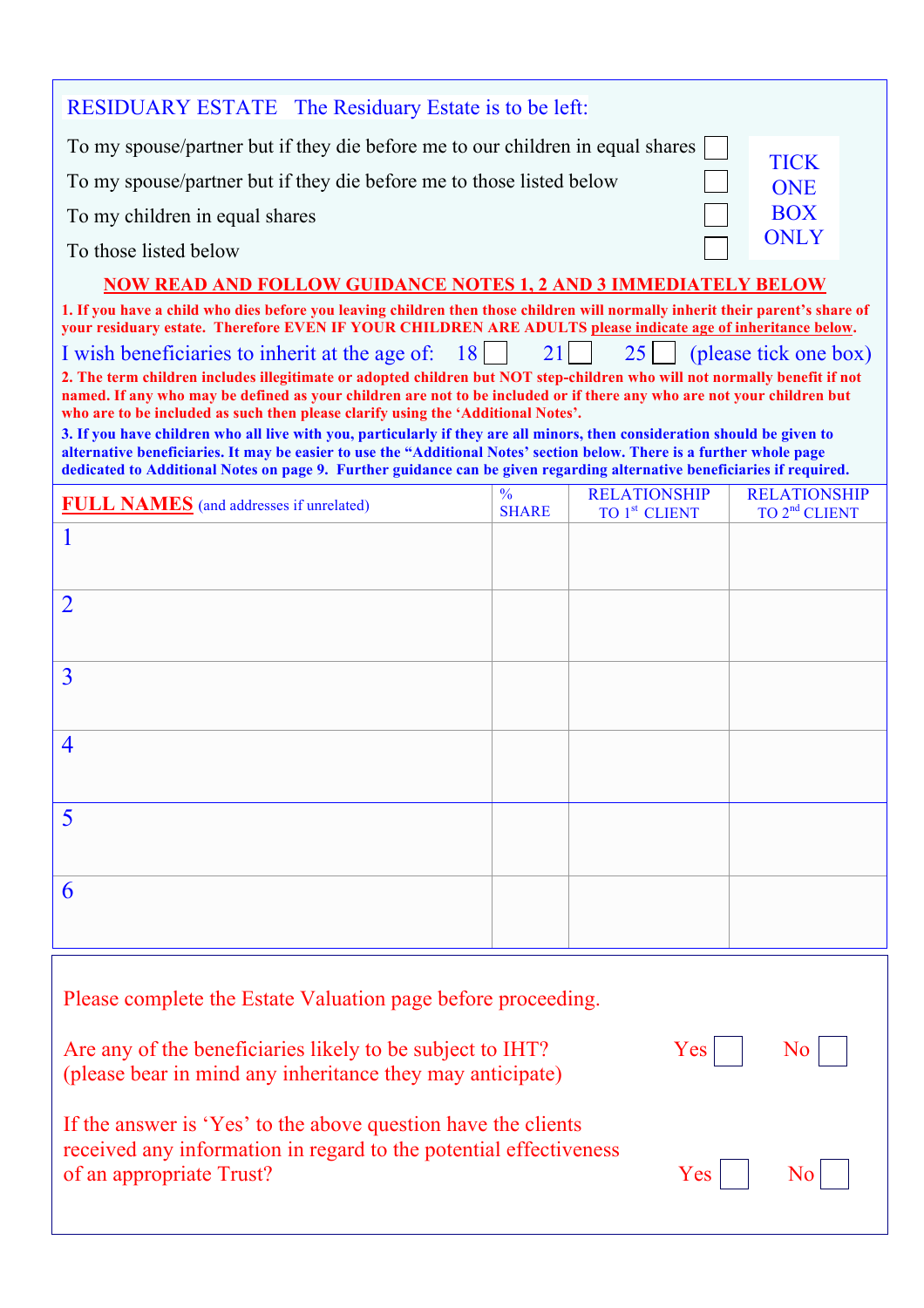## RESIDUARY ESTATE The Residuary Estate is to be left:

| | | |
|---|---|---|
| To my spouse/partner but if they die before me to our children in equal shares | ☐ | TICK ONE BOX ONLY |
| To my spouse/partner but if they die before me to those listed below | ☐ | |
| To my children in equal shares | ☐ | |
| To those listed below | ☐ | |

**NOW READ AND FOLLOW GUIDANCE NOTES 1, 2 AND 3 IMMEDIATELY BELOW**

**1. If you have a child who dies before you leaving children then those children will normally inherit their parent's share of your residuary estate. Therefore EVEN IF YOUR CHILDREN ARE ADULTS please indicate age of inheritance below.**

I wish beneficiaries to inherit at the age of: 18 ☐ 21 ☐ 25 ☐ (please tick one box)

**2. The term children includes illegitimate or adopted children but NOT step-children who will not normally benefit if not named. If any who may be defined as your children are not to be included or if there any who are not your children but who are to be included as such then please clarify using the 'Additional Notes'.**

**3. If you have children who all live with you, particularly if they are all minors, then consideration should be given to alternative beneficiaries. It may be easier to use the "Additional Notes' section below. There is a further whole page dedicated to Additional Notes on page 9. Further guidance can be given regarding alternative beneficiaries if required.**

| FULL NAMES (and addresses if unrelated) | % SHARE | RELATIONSHIP TO 1st CLIENT | RELATIONSHIP TO 2nd CLIENT |
|---|---|---|---|
| 1 | | | |
| 2 | | | |
| 3 | | | |
| 4 | | | |
| 5 | | | |
| 6 | | | |

Please complete the Estate Valuation page before proceeding.

Are any of the beneficiaries likely to be subject to IHT? (please bear in mind any inheritance they may anticipate) Yes ☐ No ☐

If the answer is 'Yes' to the above question have the clients received any information in regard to the potential effectiveness of an appropriate Trust? Yes ☐ No ☐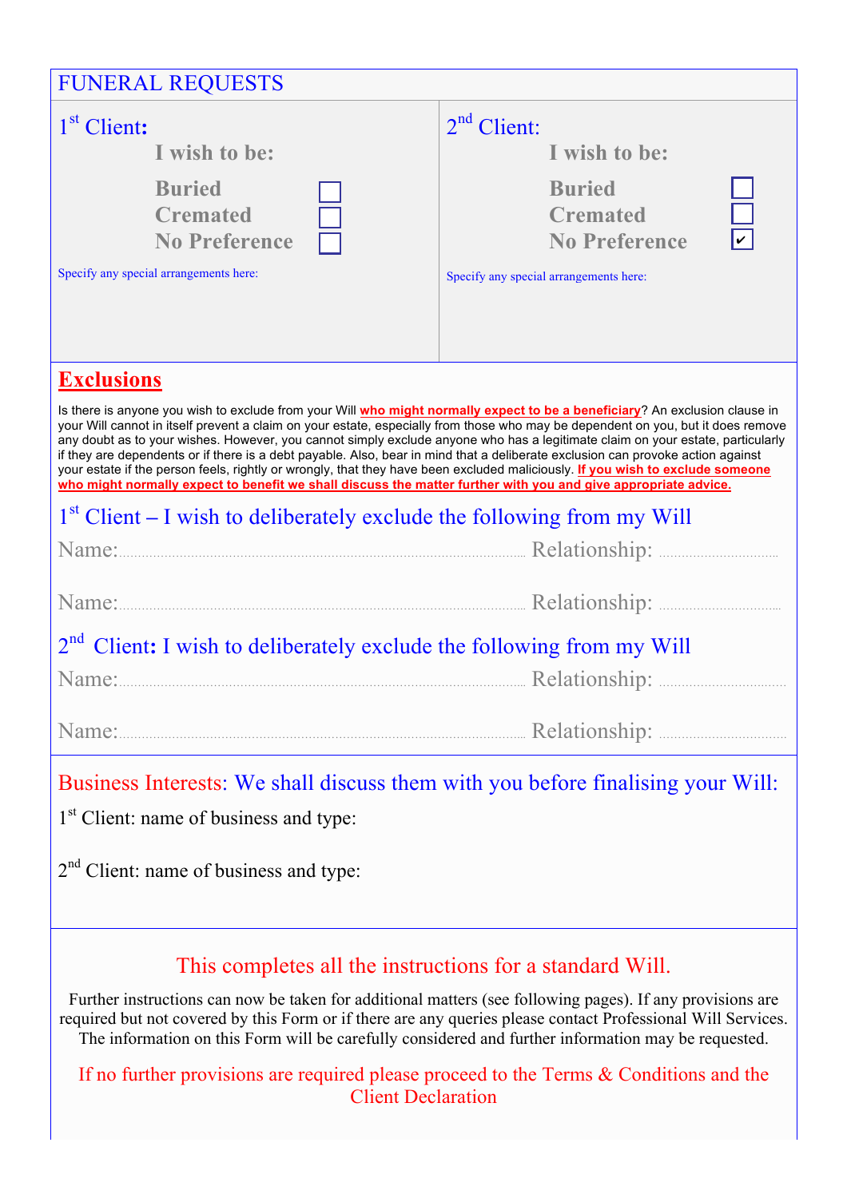## FUNERAL REQUESTS

| 1st Client: | | 2nd Client: | |
|---|---|---|---|
| **I wish to be:** | | **I wish to be:** | |
| **Buried** | ☐ | **Buried** | ☐ |
| **Cremated** | ☐ | **Cremated** | ☐ |
| **No Preference** | ☐ | **No Preference** | ☑ |
| Specify any special arrangements here: | | Specify any special arrangements here: | |

## Exclusions

Is there is anyone you wish to exclude from your Will **who might normally expect to be a beneficiary**? An exclusion clause in your Will cannot in itself prevent a claim on your estate, especially from those who may be dependent on you, but it does remove any doubt as to your wishes. However, you cannot simply exclude anyone who has a legitimate claim on your estate, particularly if they are dependents or if there is a debt payable. Also, bear in mind that a deliberate exclusion can provoke action against your estate if the person feels, rightly or wrongly, that they have been excluded maliciously. **If you wish to exclude someone who might normally expect to benefit we shall discuss the matter further with you and give appropriate advice.**

### 1st Client – I wish to deliberately exclude the following from my Will

Name:............................................................ Relationship: ..............................

Name:............................................................ Relationship: ..............................

### 2nd Client: I wish to deliberately exclude the following from my Will

Name:............................................................ Relationship: ..............................

Name:............................................................ Relationship: ..............................

## Business Interests: We shall discuss them with you before finalising your Will:

1st Client: name of business and type:

2nd Client: name of business and type:

## This completes all the instructions for a standard Will.

Further instructions can now be taken for additional matters (see following pages). If any provisions are required but not covered by this Form or if there are any queries please contact Professional Will Services. The information on this Form will be carefully considered and further information may be requested.

If no further provisions are required please proceed to the Terms & Conditions and the Client Declaration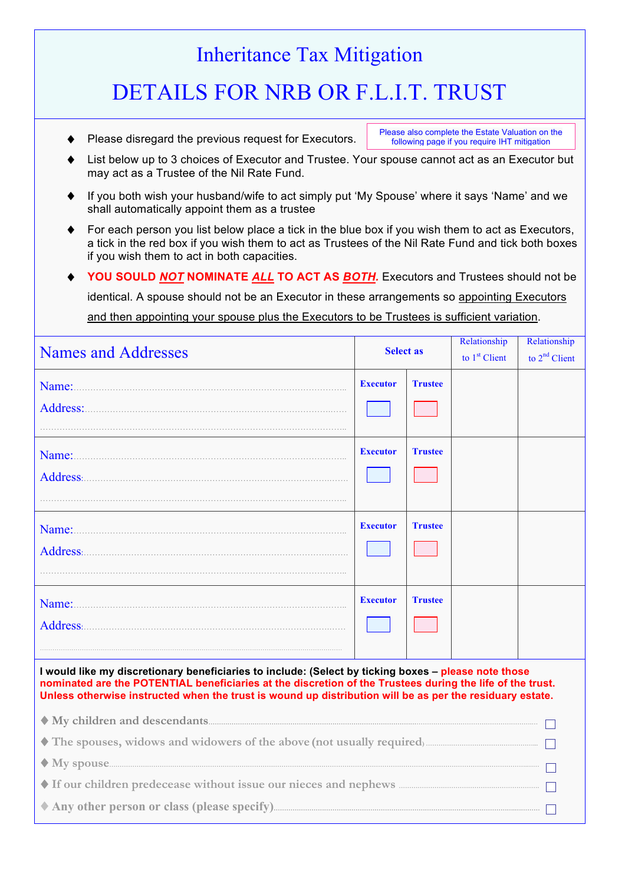# Inheritance Tax Mitigation

# DETAILS FOR NRB OR F.L.I.T. TRUST

Please also complete the Estate Valuation on the following page if you require IHT mitigation

- Please disregard the previous request for Executors.
- List below up to 3 choices of Executor and Trustee. Your spouse cannot act as an Executor but may act as a Trustee of the Nil Rate Fund.
- If you both wish your husband/wife to act simply put 'My Spouse' where it says 'Name' and we shall automatically appoint them as a trustee
- For each person you list below place a tick in the blue box if you wish them to act as Executors, a tick in the red box if you wish them to act as Trustees of the Nil Rate Fund and tick both boxes if you wish them to act in both capacities.
- **YOU SOULD *NOT* NOMINATE *ALL* TO ACT AS *BOTH*.** Executors and Trustees should not be identical. A spouse should not be an Executor in these arrangements so appointing Executors and then appointing your spouse plus the Executors to be Trustees is sufficient variation.

| Names and Addresses | Select as | | Relationship to 1st Client | Relationship to 2nd Client |
|---|---|---|---|---|
| | Executor | Trustee | | |
| Name:......<br>Address:......<br>...... | ☐ | ☐ | | |
| Name:......<br>Address:......<br>...... | ☐ | ☐ | | |
| Name:......<br>Address:......<br>...... | ☐ | ☐ | | |
| Name:......<br>Address:......<br>...... | ☐ | ☐ | | |

**I would like my discretionary beneficiaries to include: (Select by ticking boxes – please note those nominated are the POTENTIAL beneficiaries at the discretion of the Trustees during the life of the trust. Unless otherwise instructed when the trust is wound up distribution will be as per the residuary estate.**

- My children and descendants...... ☐
- The spouses, widows and widowers of the above (not usually required)...... ☐
- My spouse...... ☐
- If our children predecease without issue our nieces and nephews...... ☐
- Any other person or class (please specify)...... ☐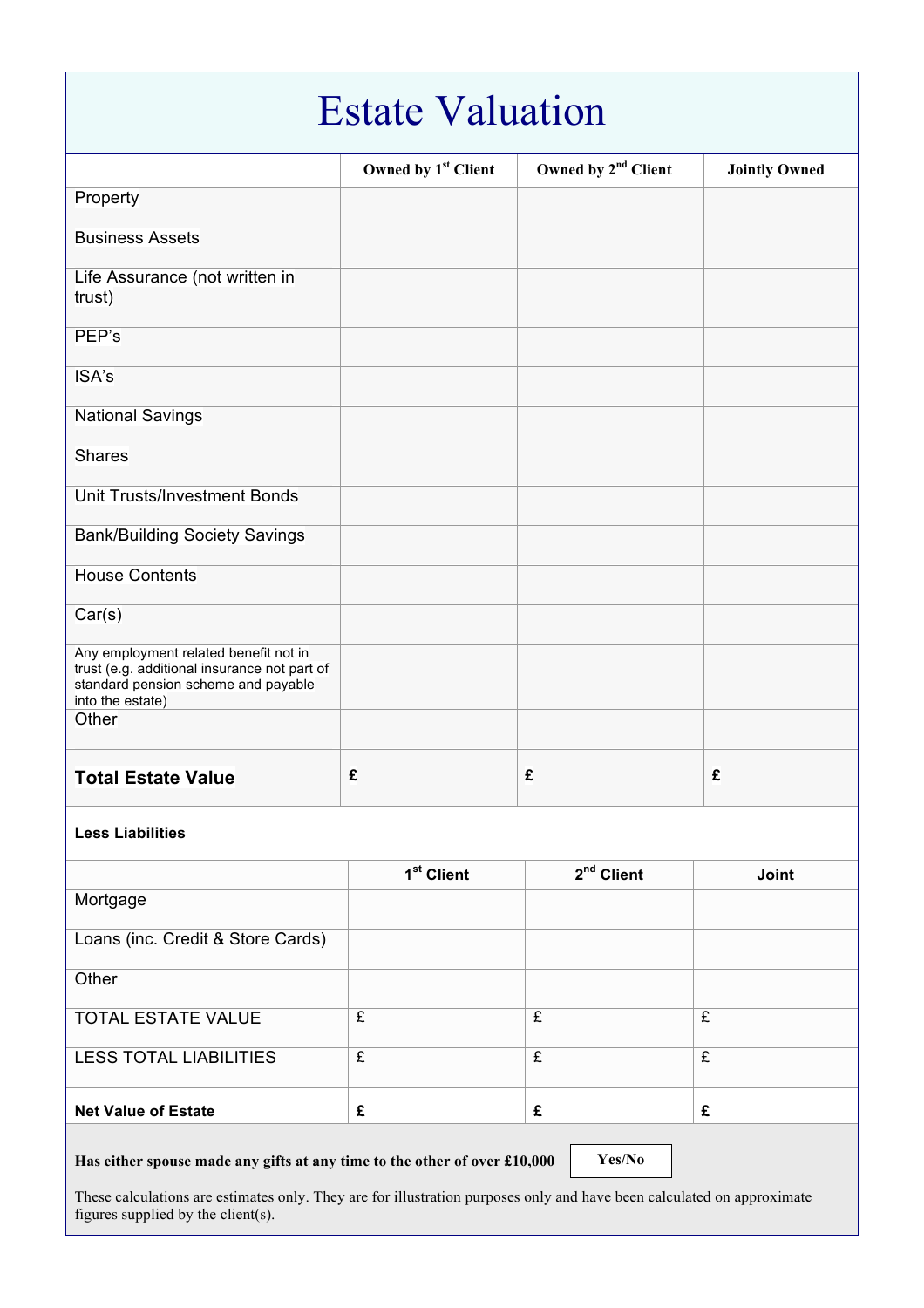# Estate Valuation

| | Owned by 1st Client | Owned by 2nd Client | Jointly Owned |
|---|---|---|---|
| Property | | | |
| Business Assets | | | |
| Life Assurance (not written in trust) | | | |
| PEP's | | | |
| ISA's | | | |
| National Savings | | | |
| Shares | | | |
| Unit Trusts/Investment Bonds | | | |
| Bank/Building Society Savings | | | |
| House Contents | | | |
| Car(s) | | | |
| Any employment related benefit not in trust (e.g. additional insurance not part of standard pension scheme and payable into the estate) | | | |
| Other | | | |
| **Total Estate Value** | **£** | **£** | **£** |

**Less Liabilities**

| | 1st Client | 2nd Client | Joint |
|---|---|---|---|
| Mortgage | | | |
| Loans (inc. Credit & Store Cards) | | | |
| Other | | | |
| TOTAL ESTATE VALUE | £ | £ | £ |
| LESS TOTAL LIABILITIES | £ | £ | £ |
| **Net Value of Estate** | **£** | **£** | **£** |

**Has either spouse made any gifts at any time to the other of over £10,000** | **Yes/No**

These calculations are estimates only. They are for illustration purposes only and have been calculated on approximate figures supplied by the client(s).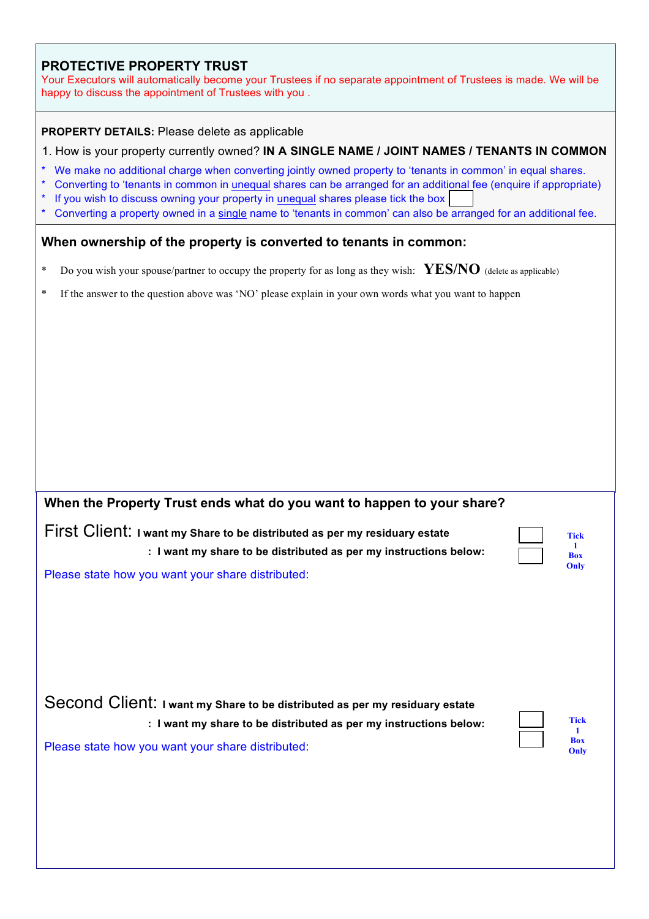## PROTECTIVE PROPERTY TRUST

Your Executors will automatically become your Trustees if no separate appointment of Trustees is made. We will be happy to discuss the appointment of Trustees with you .

**PROPERTY DETAILS:** Please delete as applicable

1. How is your property currently owned? **IN A SINGLE NAME / JOINT NAMES / TENANTS IN COMMON**

* We make no additional charge when converting jointly owned property to 'tenants in common' in equal shares.
* Converting to 'tenants in common in unequal shares can be arranged for an additional fee (enquire if appropriate)
* If you wish to discuss owning your property in unequal shares please tick the box ☐
* Converting a property owned in a single name to 'tenants in common' can also be arranged for an additional fee.

### When ownership of the property is converted to tenants in common:

* Do you wish your spouse/partner to occupy the property for as long as they wish: **YES/NO** (delete as applicable)
* If the answer to the question above was 'NO' please explain in your own words what you want to happen

### When the Property Trust ends what do you want to happen to your share?

First Client: **I want my Share to be distributed as per my residuary estate** ☐

: **I want my share to be distributed as per my instructions below:** ☐

**Tick 1 Box Only**

Please state how you want your share distributed:

Second Client: **I want my Share to be distributed as per my residuary estate** ☐

: **I want my share to be distributed as per my instructions below:** ☐

**Tick 1 Box Only**

Please state how you want your share distributed: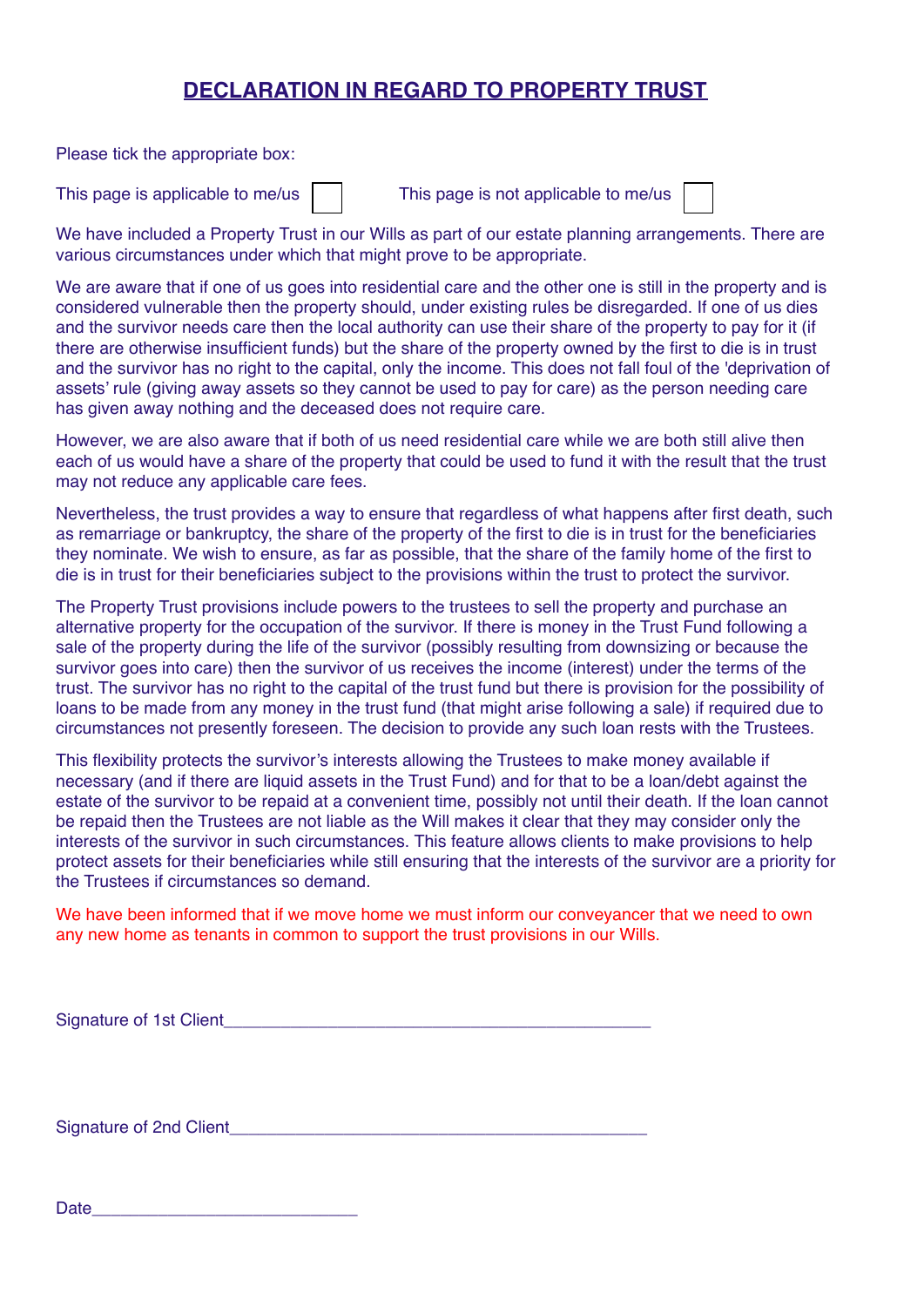# DECLARATION IN REGARD TO PROPERTY TRUST

Please tick the appropriate box:

This page is applicable to me/us ☐ This page is not applicable to me/us ☐

We have included a Property Trust in our Wills as part of our estate planning arrangements. There are various circumstances under which that might prove to be appropriate.

We are aware that if one of us goes into residential care and the other one is still in the property and is considered vulnerable then the property should, under existing rules be disregarded. If one of us dies and the survivor needs care then the local authority can use their share of the property to pay for it (if there are otherwise insufficient funds) but the share of the property owned by the first to die is in trust and the survivor has no right to the capital, only the income. This does not fall foul of the 'deprivation of assets' rule (giving away assets so they cannot be used to pay for care) as the person needing care has given away nothing and the deceased does not require care.

However, we are also aware that if both of us need residential care while we are both still alive then each of us would have a share of the property that could be used to fund it with the result that the trust may not reduce any applicable care fees.

Nevertheless, the trust provides a way to ensure that regardless of what happens after first death, such as remarriage or bankruptcy, the share of the property of the first to die is in trust for the beneficiaries they nominate. We wish to ensure, as far as possible, that the share of the family home of the first to die is in trust for their beneficiaries subject to the provisions within the trust to protect the survivor.

The Property Trust provisions include powers to the trustees to sell the property and purchase an alternative property for the occupation of the survivor. If there is money in the Trust Fund following a sale of the property during the life of the survivor (possibly resulting from downsizing or because the survivor goes into care) then the survivor of us receives the income (interest) under the terms of the trust. The survivor has no right to the capital of the trust fund but there is provision for the possibility of loans to be made from any money in the trust fund (that might arise following a sale) if required due to circumstances not presently foreseen. The decision to provide any such loan rests with the Trustees.

This flexibility protects the survivor's interests allowing the Trustees to make money available if necessary (and if there are liquid assets in the Trust Fund) and for that to be a loan/debt against the estate of the survivor to be repaid at a convenient time, possibly not until their death. If the loan cannot be repaid then the Trustees are not liable as the Will makes it clear that they may consider only the interests of the survivor in such circumstances. This feature allows clients to make provisions to help protect assets for their beneficiaries while still ensuring that the interests of the survivor are a priority for the Trustees if circumstances so demand.

We have been informed that if we move home we must inform our conveyancer that we need to own any new home as tenants in common to support the trust provisions in our Wills.

Signature of 1st Client_____________________________________________

Signature of 2nd Client_____________________________________________

Date____________________________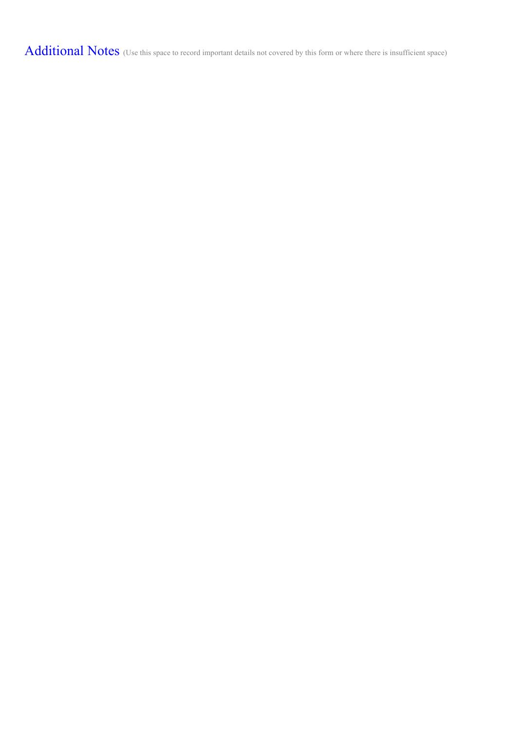## Additional Notes (Use this space to record important details not covered by this form or where there is insufficient space)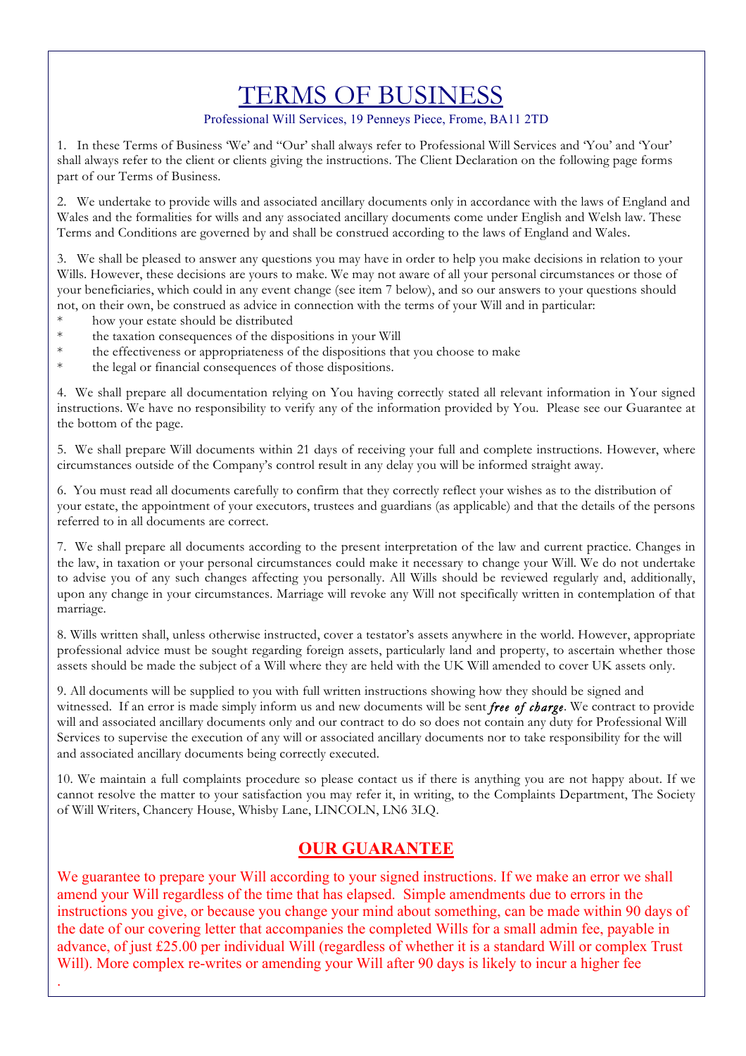# TERMS OF BUSINESS

Professional Will Services, 19 Penneys Piece, Frome, BA11 2TD

1. In these Terms of Business 'We' and "Our' shall always refer to Professional Will Services and 'You' and 'Your' shall always refer to the client or clients giving the instructions. The Client Declaration on the following page forms part of our Terms of Business.

2. We undertake to provide wills and associated ancillary documents only in accordance with the laws of England and Wales and the formalities for wills and any associated ancillary documents come under English and Welsh law. These Terms and Conditions are governed by and shall be construed according to the laws of England and Wales.

3. We shall be pleased to answer any questions you may have in order to help you make decisions in relation to your Wills. However, these decisions are yours to make. We may not aware of all your personal circumstances or those of your beneficiaries, which could in any event change (see item 7 below), and so our answers to your questions should not, on their own, be construed as advice in connection with the terms of your Will and in particular:

* how your estate should be distributed
* the taxation consequences of the dispositions in your Will
* the effectiveness or appropriateness of the dispositions that you choose to make
* the legal or financial consequences of those dispositions.

4. We shall prepare all documentation relying on You having correctly stated all relevant information in Your signed instructions. We have no responsibility to verify any of the information provided by You. Please see our Guarantee at the bottom of the page.

5. We shall prepare Will documents within 21 days of receiving your full and complete instructions. However, where circumstances outside of the Company's control result in any delay you will be informed straight away.

6. You must read all documents carefully to confirm that they correctly reflect your wishes as to the distribution of your estate, the appointment of your executors, trustees and guardians (as applicable) and that the details of the persons referred to in all documents are correct.

7. We shall prepare all documents according to the present interpretation of the law and current practice. Changes in the law, in taxation or your personal circumstances could make it necessary to change your Will. We do not undertake to advise you of any such changes affecting you personally. All Wills should be reviewed regularly and, additionally, upon any change in your circumstances. Marriage will revoke any Will not specifically written in contemplation of that marriage.

8. Wills written shall, unless otherwise instructed, cover a testator's assets anywhere in the world. However, appropriate professional advice must be sought regarding foreign assets, particularly land and property, to ascertain whether those assets should be made the subject of a Will where they are held with the UK Will amended to cover UK assets only.

9. All documents will be supplied to you with full written instructions showing how they should be signed and witnessed. If an error is made simply inform us and new documents will be sent ***free of charge***. We contract to provide will and associated ancillary documents only and our contract to do so does not contain any duty for Professional Will Services to supervise the execution of any will or associated ancillary documents nor to take responsibility for the will and associated ancillary documents being correctly executed.

10. We maintain a full complaints procedure so please contact us if there is anything you are not happy about. If we cannot resolve the matter to your satisfaction you may refer it, in writing, to the Complaints Department, The Society of Will Writers, Chancery House, Whisby Lane, LINCOLN, LN6 3LQ.

## OUR GUARANTEE

We guarantee to prepare your Will according to your signed instructions. If we make an error we shall amend your Will regardless of the time that has elapsed. Simple amendments due to errors in the instructions you give, or because you change your mind about something, can be made within 90 days of the date of our covering letter that accompanies the completed Wills for a small admin fee, payable in advance, of just £25.00 per individual Will (regardless of whether it is a standard Will or complex Trust Will). More complex re-writes or amending your Will after 90 days is likely to incur a higher fee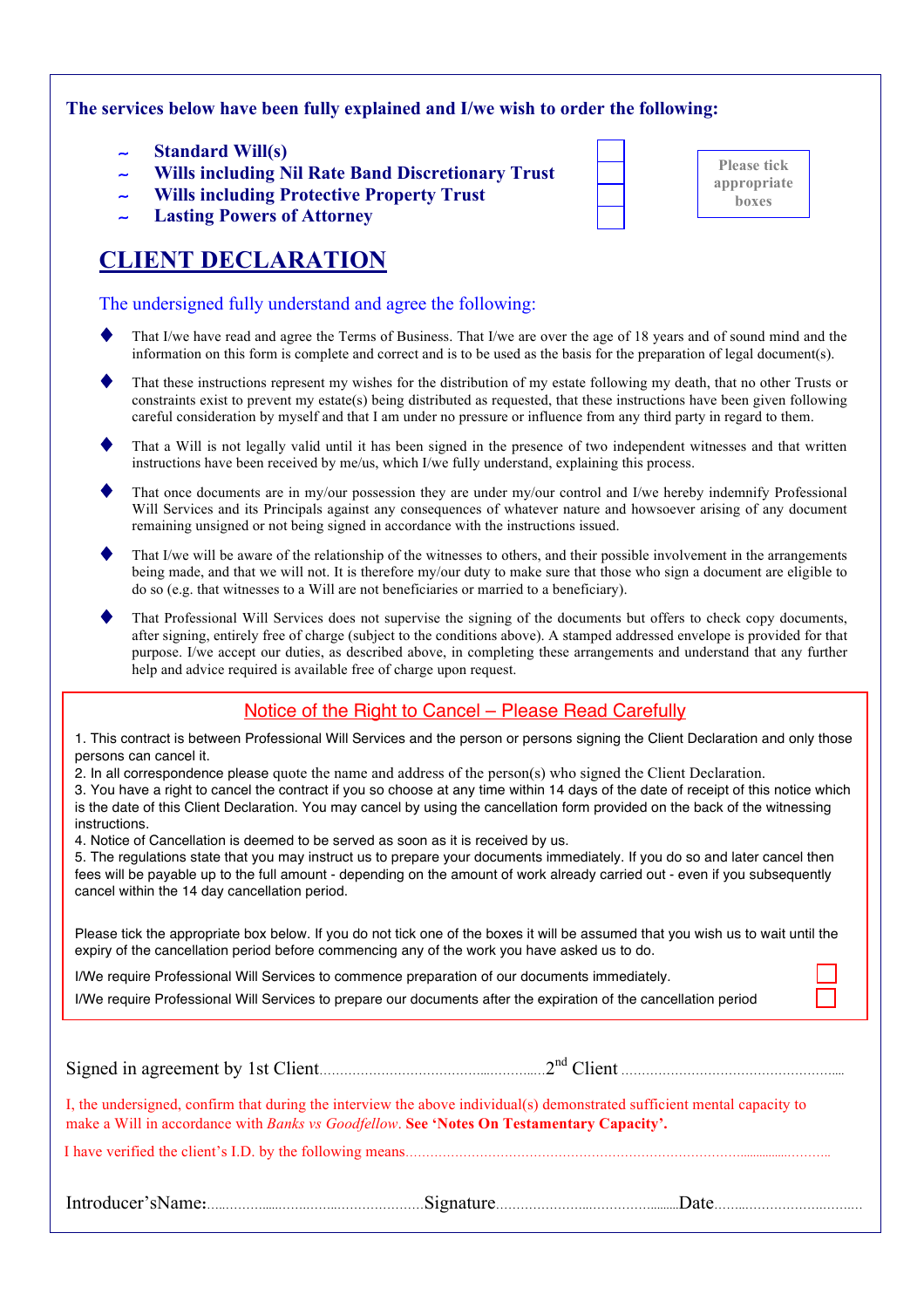**The services below have been fully explained and I/we wish to order the following:**

- **Standard Will(s)** ☐
- **Wills including Nil Rate Band Discretionary Trust** ☐
- **Wills including Protective Property Trust** ☐
- **Lasting Powers of Attorney** ☐

**Please tick appropriate boxes**

# CLIENT DECLARATION

The undersigned fully understand and agree the following:

- That I/we have read and agree the Terms of Business. That I/we are over the age of 18 years and of sound mind and the information on this form is complete and correct and is to be used as the basis for the preparation of legal document(s).
- That these instructions represent my wishes for the distribution of my estate following my death, that no other Trusts or constraints exist to prevent my estate(s) being distributed as requested, that these instructions have been given following careful consideration by myself and that I am under no pressure or influence from any third party in regard to them.
- That a Will is not legally valid until it has been signed in the presence of two independent witnesses and that written instructions have been received by me/us, which I/we fully understand, explaining this process.
- That once documents are in my/our possession they are under my/our control and I/we hereby indemnify Professional Will Services and its Principals against any consequences of whatever nature and howsoever arising of any document remaining unsigned or not being signed in accordance with the instructions issued.
- That I/we will be aware of the relationship of the witnesses to others, and their possible involvement in the arrangements being made, and that we will not. It is therefore my/our duty to make sure that those who sign a document are eligible to do so (e.g. that witnesses to a Will are not beneficiaries or married to a beneficiary).
- That Professional Will Services does not supervise the signing of the documents but offers to check copy documents, after signing, entirely free of charge (subject to the conditions above). A stamped addressed envelope is provided for that purpose. I/we accept our duties, as described above, in completing these arrangements and understand that any further help and advice required is available free of charge upon request.

## Notice of the Right to Cancel – Please Read Carefully

1. This contract is between Professional Will Services and the person or persons signing the Client Declaration and only those persons can cancel it.
2. In all correspondence please quote the name and address of the person(s) who signed the Client Declaration.
3. You have a right to cancel the contract if you so choose at any time within 14 days of the date of receipt of this notice which is the date of this Client Declaration. You may cancel by using the cancellation form provided on the back of the witnessing instructions.
4. Notice of Cancellation is deemed to be served as soon as it is received by us.
5. The regulations state that you may instruct us to prepare your documents immediately. If you do so and later cancel then fees will be payable up to the full amount - depending on the amount of work already carried out - even if you subsequently cancel within the 14 day cancellation period.

Please tick the appropriate box below. If you do not tick one of the boxes it will be assumed that you wish us to wait until the expiry of the cancellation period before commencing any of the work you have asked us to do.

I/We require Professional Will Services to commence preparation of our documents immediately. ☐

I/We require Professional Will Services to prepare our documents after the expiration of the cancellation period ☐

Signed in agreement by 1st Client.................................................2nd Client ....................................................

I, the undersigned, confirm that during the interview the above individual(s) demonstrated sufficient mental capacity to make a Will in accordance with *Banks vs Goodfellow*. **See 'Notes On Testamentary Capacity'.**

I have verified the client's I.D. by the following means...........................................................................................

Introducer'sName:.........................................Signature.................................Date.................................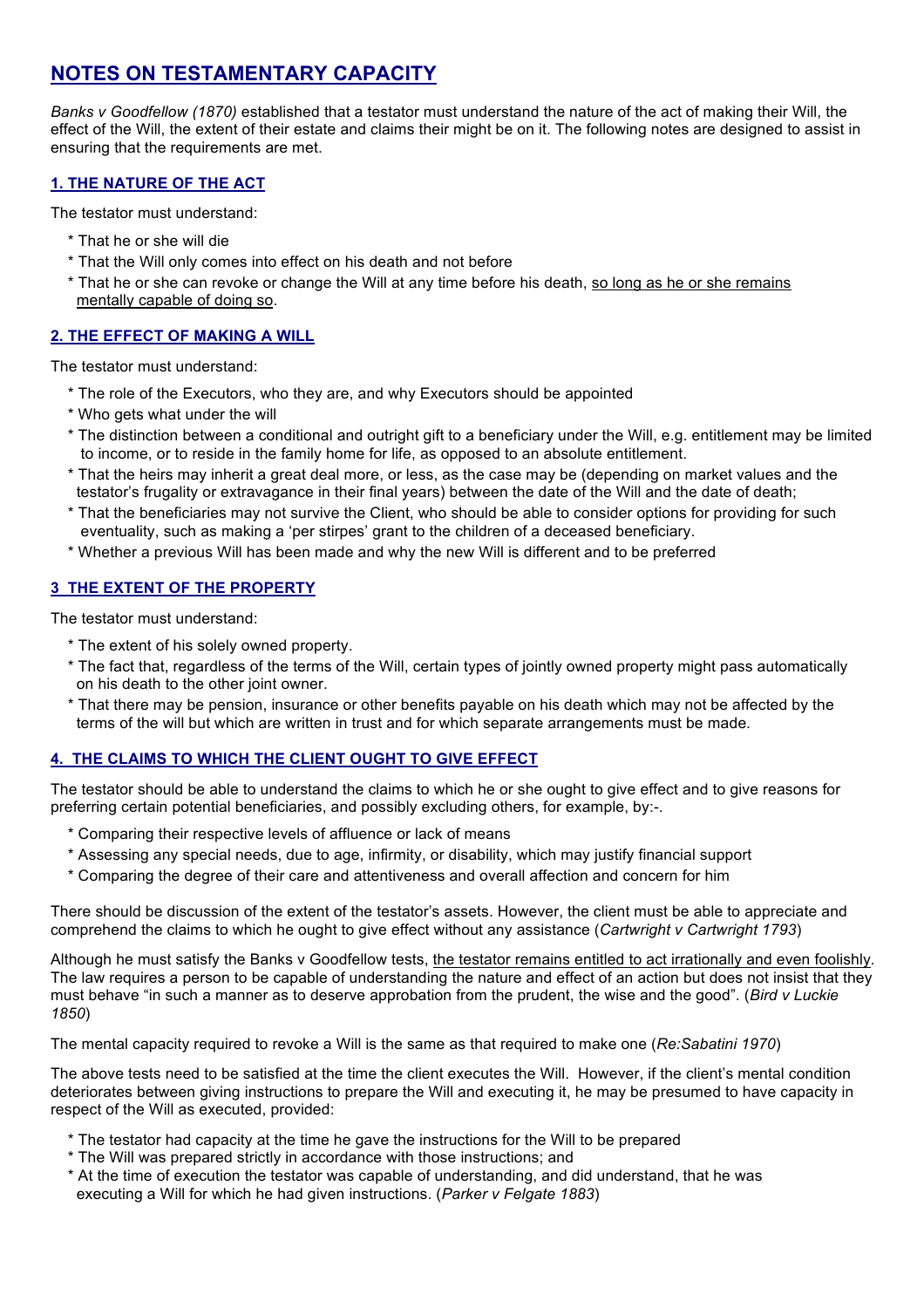# NOTES ON TESTAMENTARY CAPACITY

*Banks v Goodfellow (1870)* established that a testator must understand the nature of the act of making their Will, the effect of the Will, the extent of their estate and claims their might be on it. The following notes are designed to assist in ensuring that the requirements are met.

## 1. THE NATURE OF THE ACT

The testator must understand:

* That he or she will die
* That the Will only comes into effect on his death and not before
* That he or she can revoke or change the Will at any time before his death, <u>so long as he or she remains mentally capable of doing so</u>.

## 2. THE EFFECT OF MAKING A WILL

The testator must understand:

* The role of the Executors, who they are, and why Executors should be appointed
* Who gets what under the will
* The distinction between a conditional and outright gift to a beneficiary under the Will, e.g. entitlement may be limited to income, or to reside in the family home for life, as opposed to an absolute entitlement.
* That the heirs may inherit a great deal more, or less, as the case may be (depending on market values and the testator's frugality or extravagance in their final years) between the date of the Will and the date of death;
* That the beneficiaries may not survive the Client, who should be able to consider options for providing for such eventuality, such as making a 'per stirpes' grant to the children of a deceased beneficiary.
* Whether a previous Will has been made and why the new Will is different and to be preferred

## 3 THE EXTENT OF THE PROPERTY

The testator must understand:

* The extent of his solely owned property.
* The fact that, regardless of the terms of the Will, certain types of jointly owned property might pass automatically on his death to the other joint owner.
* That there may be pension, insurance or other benefits payable on his death which may not be affected by the terms of the will but which are written in trust and for which separate arrangements must be made.

## 4. THE CLAIMS TO WHICH THE CLIENT OUGHT TO GIVE EFFECT

The testator should be able to understand the claims to which he or she ought to give effect and to give reasons for preferring certain potential beneficiaries, and possibly excluding others, for example, by:-.

* Comparing their respective levels of affluence or lack of means
* Assessing any special needs, due to age, infirmity, or disability, which may justify financial support
* Comparing the degree of their care and attentiveness and overall affection and concern for him

There should be discussion of the extent of the testator's assets. However, the client must be able to appreciate and comprehend the claims to which he ought to give effect without any assistance (*Cartwright v Cartwright 1793*)

Although he must satisfy the Banks v Goodfellow tests, <u>the testator remains entitled to act irrationally and even foolishly</u>. The law requires a person to be capable of understanding the nature and effect of an action but does not insist that they must behave "in such a manner as to deserve approbation from the prudent, the wise and the good". (*Bird v Luckie 1850*)

The mental capacity required to revoke a Will is the same as that required to make one (*Re:Sabatini 1970*)

The above tests need to be satisfied at the time the client executes the Will. However, if the client's mental condition deteriorates between giving instructions to prepare the Will and executing it, he may be presumed to have capacity in respect of the Will as executed, provided:

* The testator had capacity at the time he gave the instructions for the Will to be prepared
* The Will was prepared strictly in accordance with those instructions; and
* At the time of execution the testator was capable of understanding, and did understand, that he was executing a Will for which he had given instructions. (*Parker v Felgate 1883*)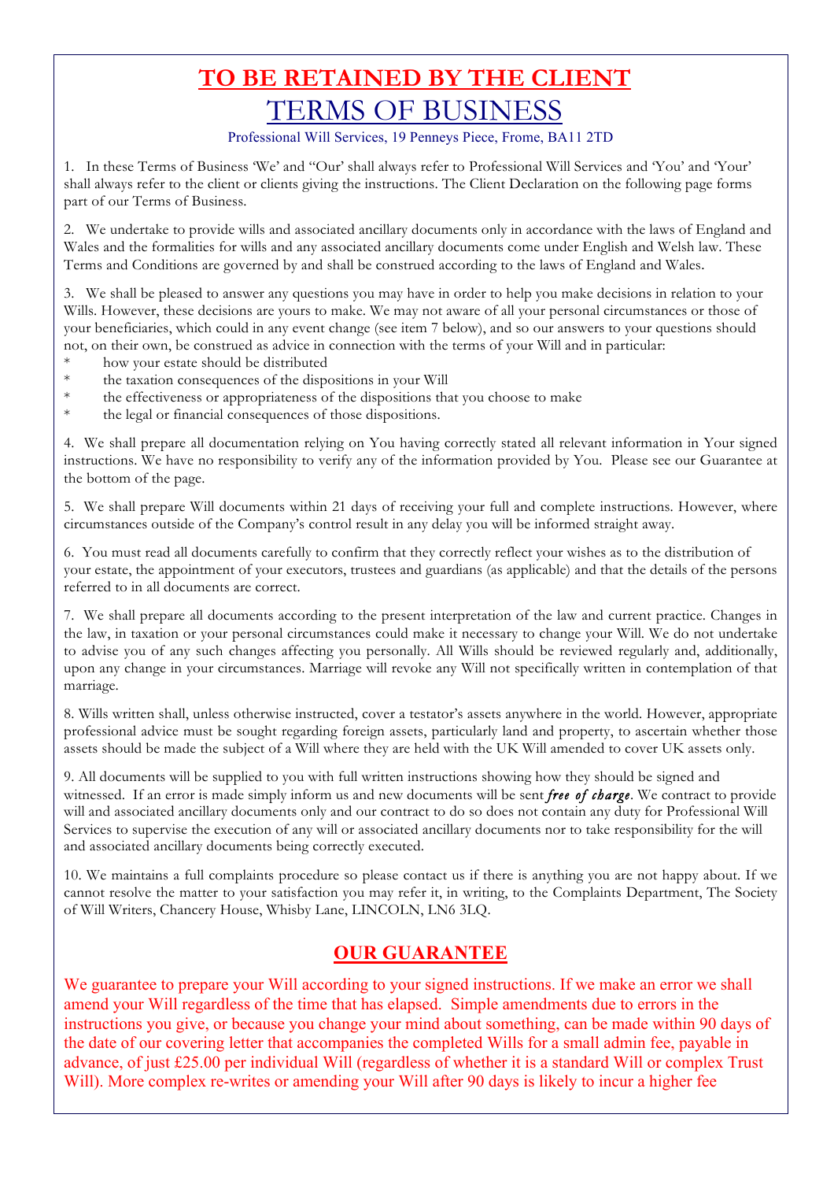# TO BE RETAINED BY THE CLIENT

# TERMS OF BUSINESS

Professional Will Services, 19 Penneys Piece, Frome, BA11 2TD

1. In these Terms of Business 'We' and "Our' shall always refer to Professional Will Services and 'You' and 'Your' shall always refer to the client or clients giving the instructions. The Client Declaration on the following page forms part of our Terms of Business.

2. We undertake to provide wills and associated ancillary documents only in accordance with the laws of England and Wales and the formalities for wills and any associated ancillary documents come under English and Welsh law. These Terms and Conditions are governed by and shall be construed according to the laws of England and Wales.

3. We shall be pleased to answer any questions you may have in order to help you make decisions in relation to your Wills. However, these decisions are yours to make. We may not aware of all your personal circumstances or those of your beneficiaries, which could in any event change (see item 7 below), and so our answers to your questions should not, on their own, be construed as advice in connection with the terms of your Will and in particular:

- how your estate should be distributed
- the taxation consequences of the dispositions in your Will
- the effectiveness or appropriateness of the dispositions that you choose to make
- the legal or financial consequences of those dispositions.

4. We shall prepare all documentation relying on You having correctly stated all relevant information in Your signed instructions. We have no responsibility to verify any of the information provided by You. Please see our Guarantee at the bottom of the page.

5. We shall prepare Will documents within 21 days of receiving your full and complete instructions. However, where circumstances outside of the Company's control result in any delay you will be informed straight away.

6. You must read all documents carefully to confirm that they correctly reflect your wishes as to the distribution of your estate, the appointment of your executors, trustees and guardians (as applicable) and that the details of the persons referred to in all documents are correct.

7. We shall prepare all documents according to the present interpretation of the law and current practice. Changes in the law, in taxation or your personal circumstances could make it necessary to change your Will. We do not undertake to advise you of any such changes affecting you personally. All Wills should be reviewed regularly and, additionally, upon any change in your circumstances. Marriage will revoke any Will not specifically written in contemplation of that marriage.

8. Wills written shall, unless otherwise instructed, cover a testator's assets anywhere in the world. However, appropriate professional advice must be sought regarding foreign assets, particularly land and property, to ascertain whether those assets should be made the subject of a Will where they are held with the UK Will amended to cover UK assets only.

9. All documents will be supplied to you with full written instructions showing how they should be signed and witnessed. If an error is made simply inform us and new documents will be sent ***free of charge***. We contract to provide will and associated ancillary documents only and our contract to do so does not contain any duty for Professional Will Services to supervise the execution of any will or associated ancillary documents nor to take responsibility for the will and associated ancillary documents being correctly executed.

10. We maintains a full complaints procedure so please contact us if there is anything you are not happy about. If we cannot resolve the matter to your satisfaction you may refer it, in writing, to the Complaints Department, The Society of Will Writers, Chancery House, Whisby Lane, LINCOLN, LN6 3LQ.

## OUR GUARANTEE

We guarantee to prepare your Will according to your signed instructions. If we make an error we shall amend your Will regardless of the time that has elapsed. Simple amendments due to errors in the instructions you give, or because you change your mind about something, can be made within 90 days of the date of our covering letter that accompanies the completed Wills for a small admin fee, payable in advance, of just £25.00 per individual Will (regardless of whether it is a standard Will or complex Trust Will). More complex re-writes or amending your Will after 90 days is likely to incur a higher fee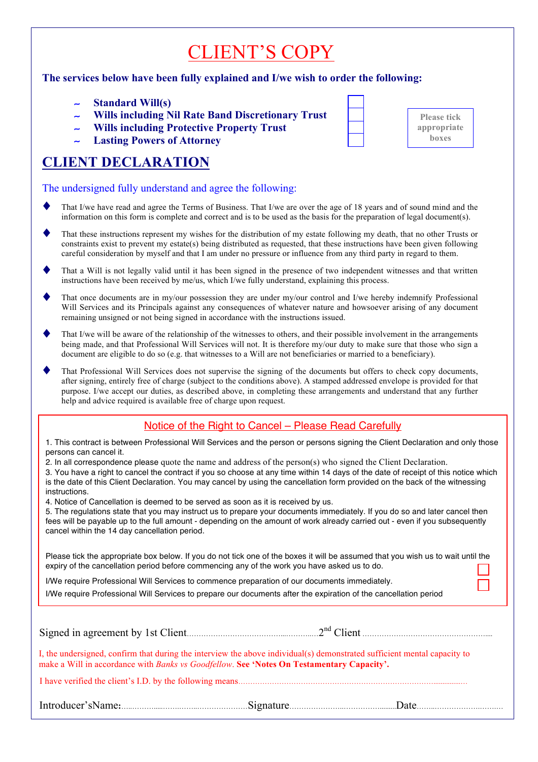# CLIENT'S COPY

**The services below have been fully explained and I/we wish to order the following:**

- **Standard Will(s)** ☐
- **Wills including Nil Rate Band Discretionary Trust** ☐
- **Wills including Protective Property Trust** ☐
- **Lasting Powers of Attorney** ☐

Please tick appropriate boxes

## CLIENT DECLARATION

The undersigned fully understand and agree the following:

- That I/we have read and agree the Terms of Business. That I/we are over the age of 18 years and of sound mind and the information on this form is complete and correct and is to be used as the basis for the preparation of legal document(s).
- That these instructions represent my wishes for the distribution of my estate following my death, that no other Trusts or constraints exist to prevent my estate(s) being distributed as requested, that these instructions have been given following careful consideration by myself and that I am under no pressure or influence from any third party in regard to them.
- That a Will is not legally valid until it has been signed in the presence of two independent witnesses and that written instructions have been received by me/us, which I/we fully understand, explaining this process.
- That once documents are in my/our possession they are under my/our control and I/we hereby indemnify Professional Will Services and its Principals against any consequences of whatever nature and howsoever arising of any document remaining unsigned or not being signed in accordance with the instructions issued.
- That I/we will be aware of the relationship of the witnesses to others, and their possible involvement in the arrangements being made, and that Professional Will Services will not. It is therefore my/our duty to make sure that those who sign a document are eligible to do so (e.g. that witnesses to a Will are not beneficiaries or married to a beneficiary).
- That Professional Will Services does not supervise the signing of the documents but offers to check copy documents, after signing, entirely free of charge (subject to the conditions above). A stamped addressed envelope is provided for that purpose. I/we accept our duties, as described above, in completing these arrangements and understand that any further help and advice required is available free of charge upon request.

### Notice of the Right to Cancel – Please Read Carefully

1. This contract is between Professional Will Services and the person or persons signing the Client Declaration and only those persons can cancel it.
2. In all correspondence please quote the name and address of the person(s) who signed the Client Declaration.
3. You have a right to cancel the contract if you so choose at any time within 14 days of the date of receipt of this notice which is the date of this Client Declaration. You may cancel by using the cancellation form provided on the back of the witnessing instructions.
4. Notice of Cancellation is deemed to be served as soon as it is received by us.
5. The regulations state that you may instruct us to prepare your documents immediately. If you do so and later cancel then fees will be payable up to the full amount - depending on the amount of work already carried out - even if you subsequently cancel within the 14 day cancellation period.

Please tick the appropriate box below. If you do not tick one of the boxes it will be assumed that you wish us to wait until the expiry of the cancellation period before commencing any of the work you have asked us to do.

I/We require Professional Will Services to commence preparation of our documents immediately. ☐

I/We require Professional Will Services to prepare our documents after the expiration of the cancellation period ☐

Signed in agreement by 1st Client.............................................. 2nd Client ..................................................

I, the undersigned, confirm that during the interview the above individual(s) demonstrated sufficient mental capacity to make a Will in accordance with *Banks vs Goodfellow*. **See 'Notes On Testamentary Capacity'.**

I have verified the client's I.D. by the following means....................................................................................................

Introducer'sName:.................................................... Signature.............................................. Date.......................................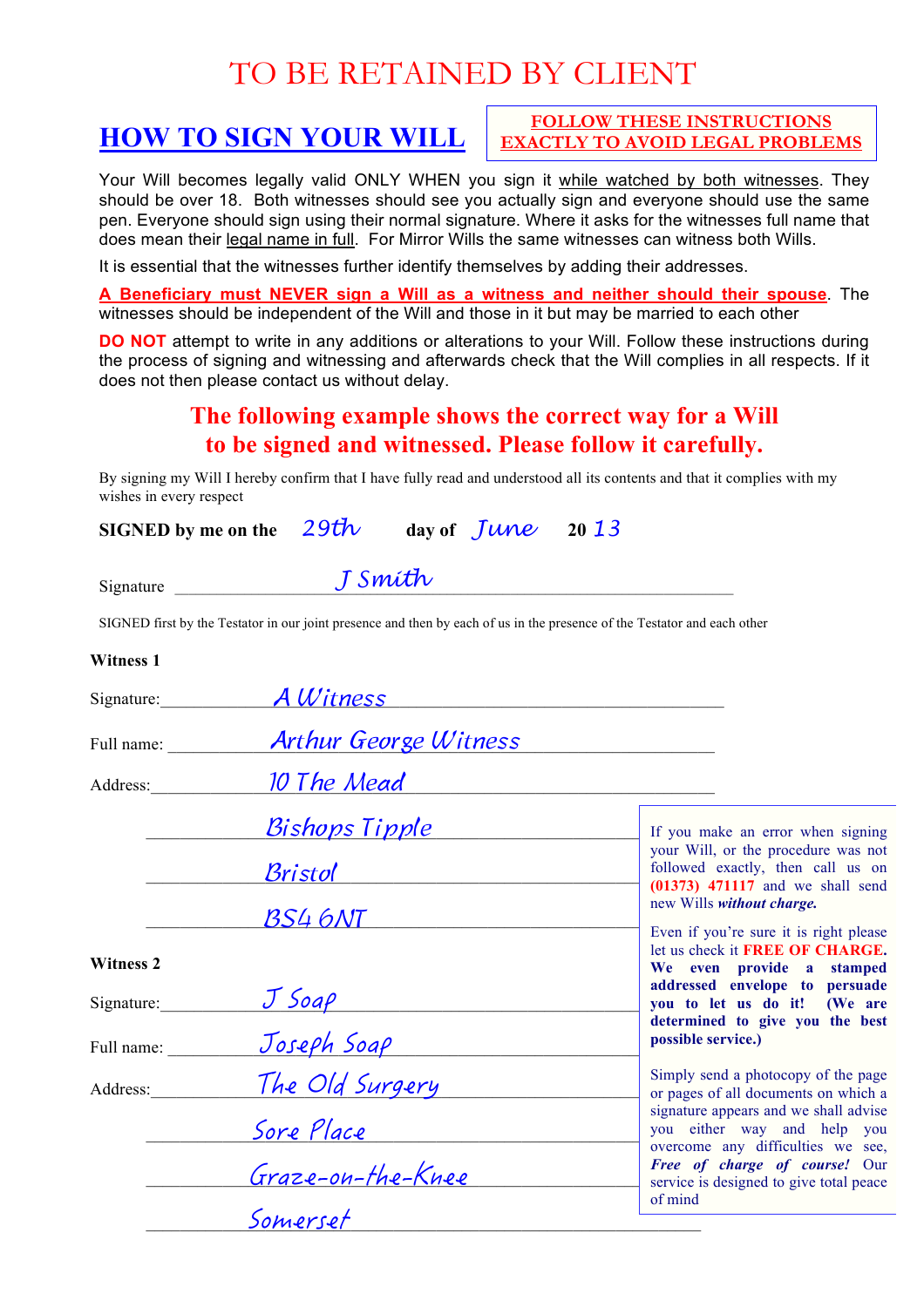# TO BE RETAINED BY CLIENT

## HOW TO SIGN YOUR WILL

**FOLLOW THESE INSTRUCTIONS EXACTLY TO AVOID LEGAL PROBLEMS**

Your Will becomes legally valid ONLY WHEN you sign it while watched by both witnesses. They should be over 18. Both witnesses should see you actually sign and everyone should use the same pen. Everyone should sign using their normal signature. Where it asks for the witnesses full name that does mean their legal name in full. For Mirror Wills the same witnesses can witness both Wills.

It is essential that the witnesses further identify themselves by adding their addresses.

**A Beneficiary must NEVER sign a Will as a witness and neither should their spouse**. The witnesses should be independent of the Will and those in it but may be married to each other

**DO NOT** attempt to write in any additions or alterations to your Will. Follow these instructions during the process of signing and witnessing and afterwards check that the Will complies in all respects. If it does not then please contact us without delay.

**The following example shows the correct way for a Will to be signed and witnessed. Please follow it carefully.**

By signing my Will I hereby confirm that I have fully read and understood all its contents and that it complies with my wishes in every respect

**SIGNED by me on the** 29th **day of** June **20** 13

Signature J Smith

SIGNED first by the Testator in our joint presence and then by each of us in the presence of the Testator and each other

**Witness 1**

Signature: A Witness

Full name: Arthur George Witness

Address: 10 The Mead
Bishops Tipple
Bristol
BS4 6NT

**Witness 2**

Signature: J Soap

Full name: Joseph Soap

Address: The Old Surgery
Sore Place
Graze-on-the-Knee
Somerset

If you make an error when signing your Will, or the procedure was not followed exactly, then call us on **(01373) 471117** and we shall send new Wills ***without charge.***

Even if you're sure it is right please let us check it **FREE OF CHARGE. We even provide a stamped addressed envelope to persuade you to let us do it! (We are determined to give you the best possible service.)**

Simply send a photocopy of the page or pages of all documents on which a signature appears and we shall advise you either way and help you overcome any difficulties we see, ***Free of charge of course!*** Our service is designed to give total peace of mind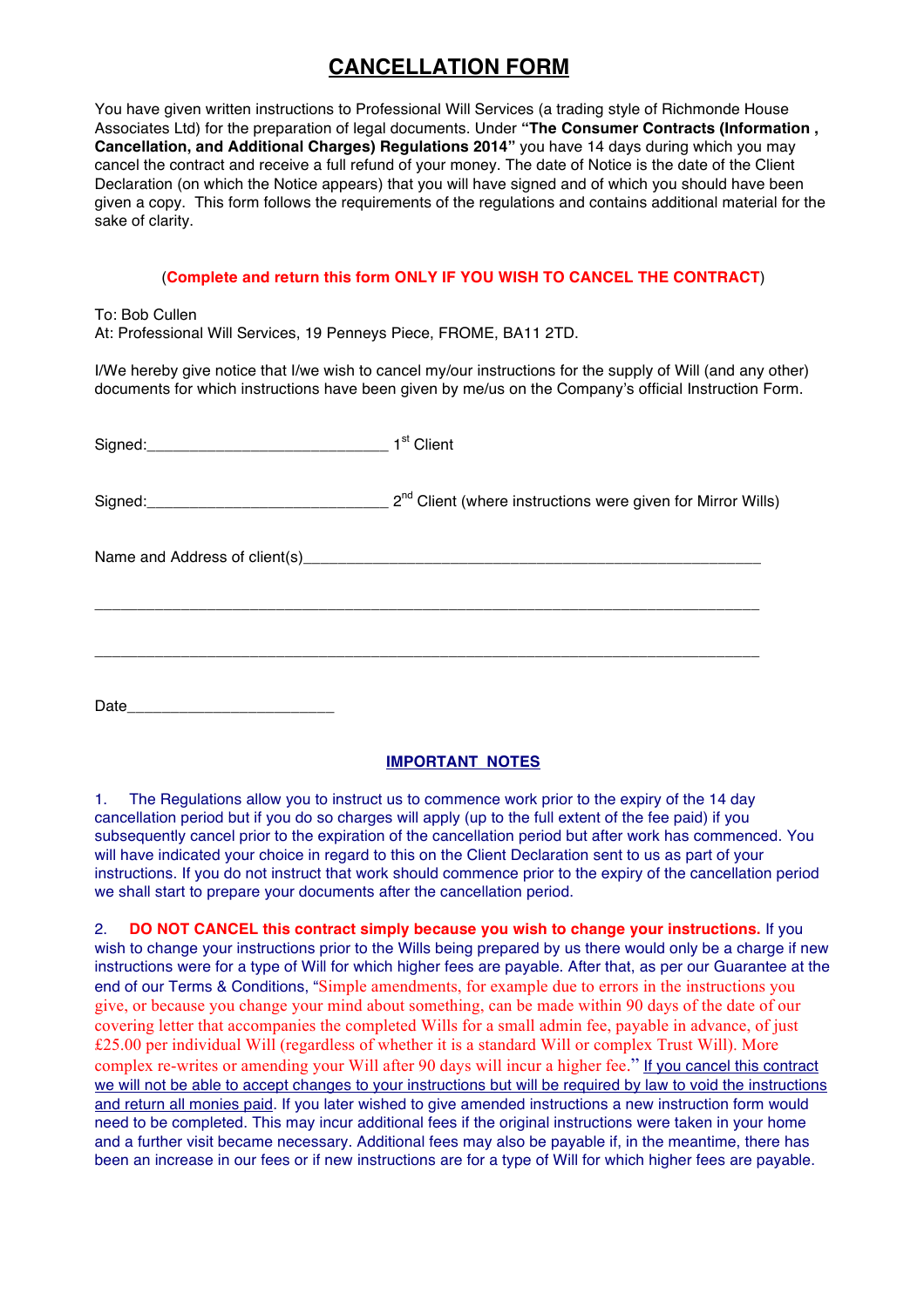# CANCELLATION FORM

You have given written instructions to Professional Will Services (a trading style of Richmonde House Associates Ltd) for the preparation of legal documents. Under **"The Consumer Contracts (Information , Cancellation, and Additional Charges) Regulations 2014"** you have 14 days during which you may cancel the contract and receive a full refund of your money. The date of Notice is the date of the Client Declaration (on which the Notice appears) that you will have signed and of which you should have been given a copy. This form follows the requirements of the regulations and contains additional material for the sake of clarity.

(**Complete and return this form ONLY IF YOU WISH TO CANCEL THE CONTRACT**)

To: Bob Cullen
At: Professional Will Services, 19 Penneys Piece, FROME, BA11 2TD.

I/We hereby give notice that I/we wish to cancel my/our instructions for the supply of Will (and any other) documents for which instructions have been given by me/us on the Company's official Instruction Form.

Signed:____________________________ 1st Client

Signed:____________________________ 2nd Client (where instructions were given for Mirror Wills)

Name and Address of client(s)_____________________________________________________

______________________________________________________________________________

______________________________________________________________________________

Date________________________

## IMPORTANT NOTES

1. The Regulations allow you to instruct us to commence work prior to the expiry of the 14 day cancellation period but if you do so charges will apply (up to the full extent of the fee paid) if you subsequently cancel prior to the expiration of the cancellation period but after work has commenced. You will have indicated your choice in regard to this on the Client Declaration sent to us as part of your instructions. If you do not instruct that work should commence prior to the expiry of the cancellation period we shall start to prepare your documents after the cancellation period.

2. **DO NOT CANCEL this contract simply because you wish to change your instructions.** If you wish to change your instructions prior to the Wills being prepared by us there would only be a charge if new instructions were for a type of Will for which higher fees are payable. After that, as per our Guarantee at the end of our Terms & Conditions, "Simple amendments, for example due to errors in the instructions you give, or because you change your mind about something, can be made within 90 days of the date of our covering letter that accompanies the completed Wills for a small admin fee, payable in advance, of just £25.00 per individual Will (regardless of whether it is a standard Will or complex Trust Will). More complex re-writes or amending your Will after 90 days will incur a higher fee." If you cancel this contract we will not be able to accept changes to your instructions but will be required by law to void the instructions and return all monies paid. If you later wished to give amended instructions a new instruction form would need to be completed. This may incur additional fees if the original instructions were taken in your home and a further visit became necessary. Additional fees may also be payable if, in the meantime, there has been an increase in our fees or if new instructions are for a type of Will for which higher fees are payable.